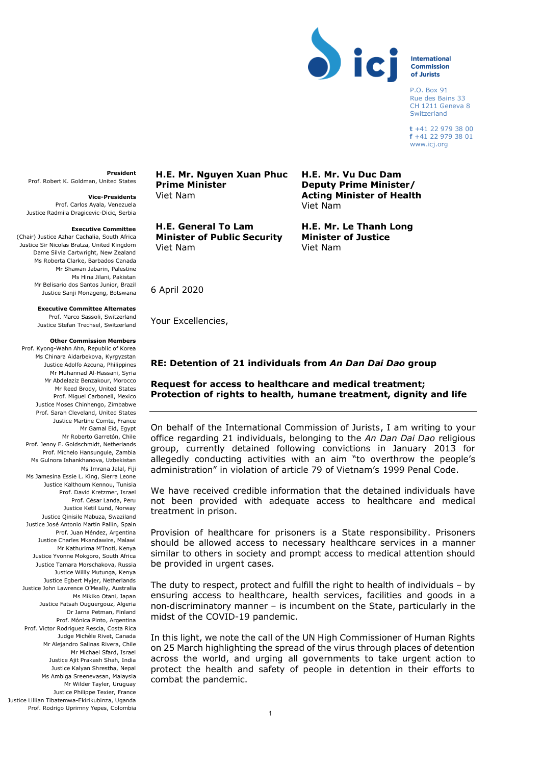**International Commission of Jurists**

P.O. Box 91
Rue des Bains 33
CH 1211 Geneva 8
Switzerland

t +41 22 979 38 00
f +41 22 979 38 01
www.icj.org

**President**
Prof. Robert K. Goldman, United States

**Vice-Presidents**
Prof. Carlos Ayala, Venezuela
Justice Radmila Dragicevic-Dicic, Serbia

**Executive Committee**
(Chair) Justice Azhar Cachalia, South Africa
Justice Sir Nicolas Bratza, United Kingdom
Dame Silvia Cartwright, New Zealand
Ms Roberta Clarke, Barbados Canada
Mr Shawan Jabarin, Palestine
Ms Hina Jilani, Pakistan
Mr Belisario dos Santos Junior, Brazil
Justice Sanji Monageng, Botswana

**Executive Committee Alternates**
Prof. Marco Sassoli, Switzerland
Justice Stefan Trechsel, Switzerland

**Other Commission Members**
Prof. Kyong-Wahn Ahn, Republic of Korea
Ms Chinara Aidarbekova, Kyrgyzstan
Justice Adolfo Azcuna, Philippines
Mr Muhannad Al-Hassani, Syria
Mr Abdelaziz Benzakour, Morocco
Mr Reed Brody, United States
Prof. Miguel Carbonell, Mexico
Justice Moses Chinhengo, Zimbabwe
Prof. Sarah Cleveland, United States
Justice Martine Comte, France
Mr Gamal Eid, Egypt
Mr Roberto Garretón, Chile
Prof. Jenny E. Goldschmidt, Netherlands
Prof. Michelo Hansungule, Zambia
Ms Gulnora Ishankhanova, Uzbekistan
Ms Imrana Jalal, Fiji
Ms Jamesina Essie L. King, Sierra Leone
Justice Kalthoum Kennou, Tunisia
Prof. David Kretzmer, Israel
Prof. César Landa, Peru
Justice Ketil Lund, Norway
Justice Qinisile Mabuza, Swaziland
Justice José Antonio Martín Pallín, Spain
Prof. Juan Méndez, Argentina
Justice Charles Mkandawire, Malawi
Mr Kathurima M'Inoti, Kenya
Justice Yvonne Mokgoro, South Africa
Justice Tamara Morschakova, Russia
Justice Willly Mutunga, Kenya
Justice Egbert Myjer, Netherlands
Justice John Lawrence O'Meally, Australia
Ms Mikiko Otani, Japan
Justice Fatsah Ouguergouz, Algeria
Dr Jarna Petman, Finland
Prof. Mónica Pinto, Argentina
Prof. Victor Rodriguez Rescia, Costa Rica
Judge Michèle Rivet, Canada
Mr Alejandro Salinas Rivera, Chile
Mr Michael Sfard, Israel
Justice Ajit Prakash Shah, India
Justice Kalyan Shrestha, Nepal
Ms Ambiga Sreenevasan, Malaysia
Mr Wilder Tayler, Uruguay
Justice Philippe Texier, France
Justice Lillian Tibatemwa-Ekirikubinza, Uganda
Prof. Rodrigo Uprimny Yepes, Colombia

**H.E. Mr. Nguyen Xuan Phuc**
**Prime Minister**
Viet Nam

**H.E. Mr. Vu Duc Dam**
**Deputy Prime Minister/**
**Acting Minister of Health**
Viet Nam

**H.E. General To Lam**
**Minister of Public Security**
Viet Nam

**H.E. Mr. Le Thanh Long**
**Minister of Justice**
Viet Nam

6 April 2020

Your Excellencies,

**RE: Detention of 21 individuals from *An Dan Dai Dao* group**

**Request for access to healthcare and medical treatment;**
**Protection of rights to health, humane treatment, dignity and life**

---

On behalf of the International Commission of Jurists, I am writing to your office regarding 21 individuals, belonging to the *An Dan Dai Dao* religious group, currently detained following convictions in January 2013 for allegedly conducting activities with an aim "to overthrow the people's administration" in violation of article 79 of Vietnam's 1999 Penal Code.

We have received credible information that the detained individuals have not been provided with adequate access to healthcare and medical treatment in prison.

Provision of healthcare for prisoners is a State responsibility. Prisoners should be allowed access to necessary healthcare services in a manner similar to others in society and prompt access to medical attention should be provided in urgent cases.

The duty to respect, protect and fulfill the right to health of individuals – by ensuring access to healthcare, health services, facilities and goods in a non-discriminatory manner – is incumbent on the State, particularly in the midst of the COVID-19 pandemic.

In this light, we note the call of the UN High Commissioner of Human Rights on 25 March highlighting the spread of the virus through places of detention across the world, and urging all governments to take urgent action to protect the health and safety of people in detention in their efforts to combat the pandemic.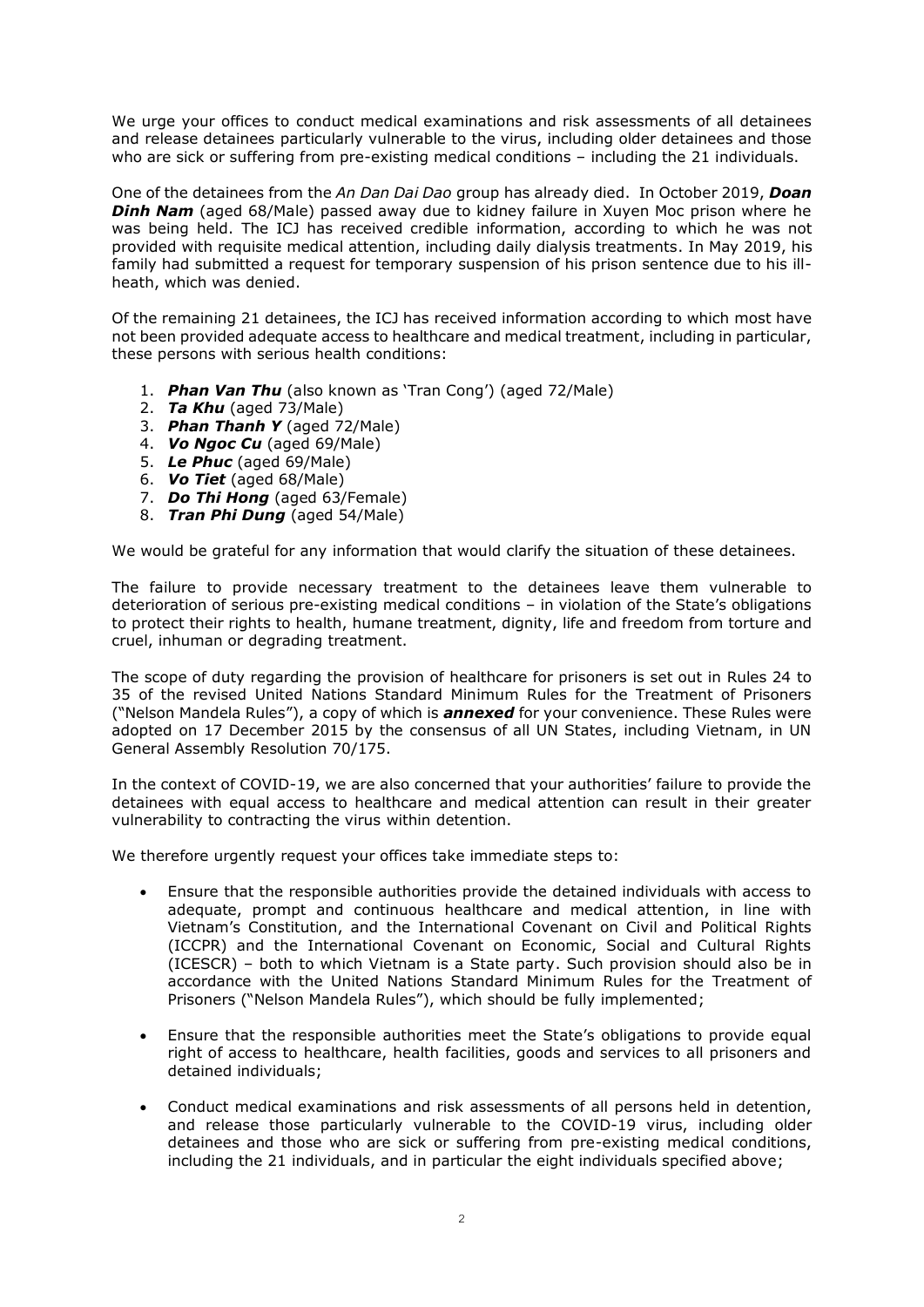We urge your offices to conduct medical examinations and risk assessments of all detainees and release detainees particularly vulnerable to the virus, including older detainees and those who are sick or suffering from pre-existing medical conditions – including the 21 individuals.

One of the detainees from the *An Dan Dai Dao* group has already died. In October 2019, ***Doan Dinh Nam*** (aged 68/Male) passed away due to kidney failure in Xuyen Moc prison where he was being held. The ICJ has received credible information, according to which he was not provided with requisite medical attention, including daily dialysis treatments. In May 2019, his family had submitted a request for temporary suspension of his prison sentence due to his ill-heath, which was denied.

Of the remaining 21 detainees, the ICJ has received information according to which most have not been provided adequate access to healthcare and medical treatment, including in particular, these persons with serious health conditions:

1. ***Phan Van Thu*** (also known as 'Tran Cong') (aged 72/Male)
2. ***Ta Khu*** (aged 73/Male)
3. ***Phan Thanh Y*** (aged 72/Male)
4. ***Vo Ngoc Cu*** (aged 69/Male)
5. ***Le Phuc*** (aged 69/Male)
6. ***Vo Tiet*** (aged 68/Male)
7. ***Do Thi Hong*** (aged 63/Female)
8. ***Tran Phi Dung*** (aged 54/Male)

We would be grateful for any information that would clarify the situation of these detainees.

The failure to provide necessary treatment to the detainees leave them vulnerable to deterioration of serious pre-existing medical conditions – in violation of the State's obligations to protect their rights to health, humane treatment, dignity, life and freedom from torture and cruel, inhuman or degrading treatment.

The scope of duty regarding the provision of healthcare for prisoners is set out in Rules 24 to 35 of the revised United Nations Standard Minimum Rules for the Treatment of Prisoners ("Nelson Mandela Rules"), a copy of which is ***annexed*** for your convenience. These Rules were adopted on 17 December 2015 by the consensus of all UN States, including Vietnam, in UN General Assembly Resolution 70/175.

In the context of COVID-19, we are also concerned that your authorities' failure to provide the detainees with equal access to healthcare and medical attention can result in their greater vulnerability to contracting the virus within detention.

We therefore urgently request your offices take immediate steps to:

- Ensure that the responsible authorities provide the detained individuals with access to adequate, prompt and continuous healthcare and medical attention, in line with Vietnam's Constitution, and the International Covenant on Civil and Political Rights (ICCPR) and the International Covenant on Economic, Social and Cultural Rights (ICESCR) – both to which Vietnam is a State party. Such provision should also be in accordance with the United Nations Standard Minimum Rules for the Treatment of Prisoners ("Nelson Mandela Rules"), which should be fully implemented;

- Ensure that the responsible authorities meet the State's obligations to provide equal right of access to healthcare, health facilities, goods and services to all prisoners and detained individuals;

- Conduct medical examinations and risk assessments of all persons held in detention, and release those particularly vulnerable to the COVID-19 virus, including older detainees and those who are sick or suffering from pre-existing medical conditions, including the 21 individuals, and in particular the eight individuals specified above;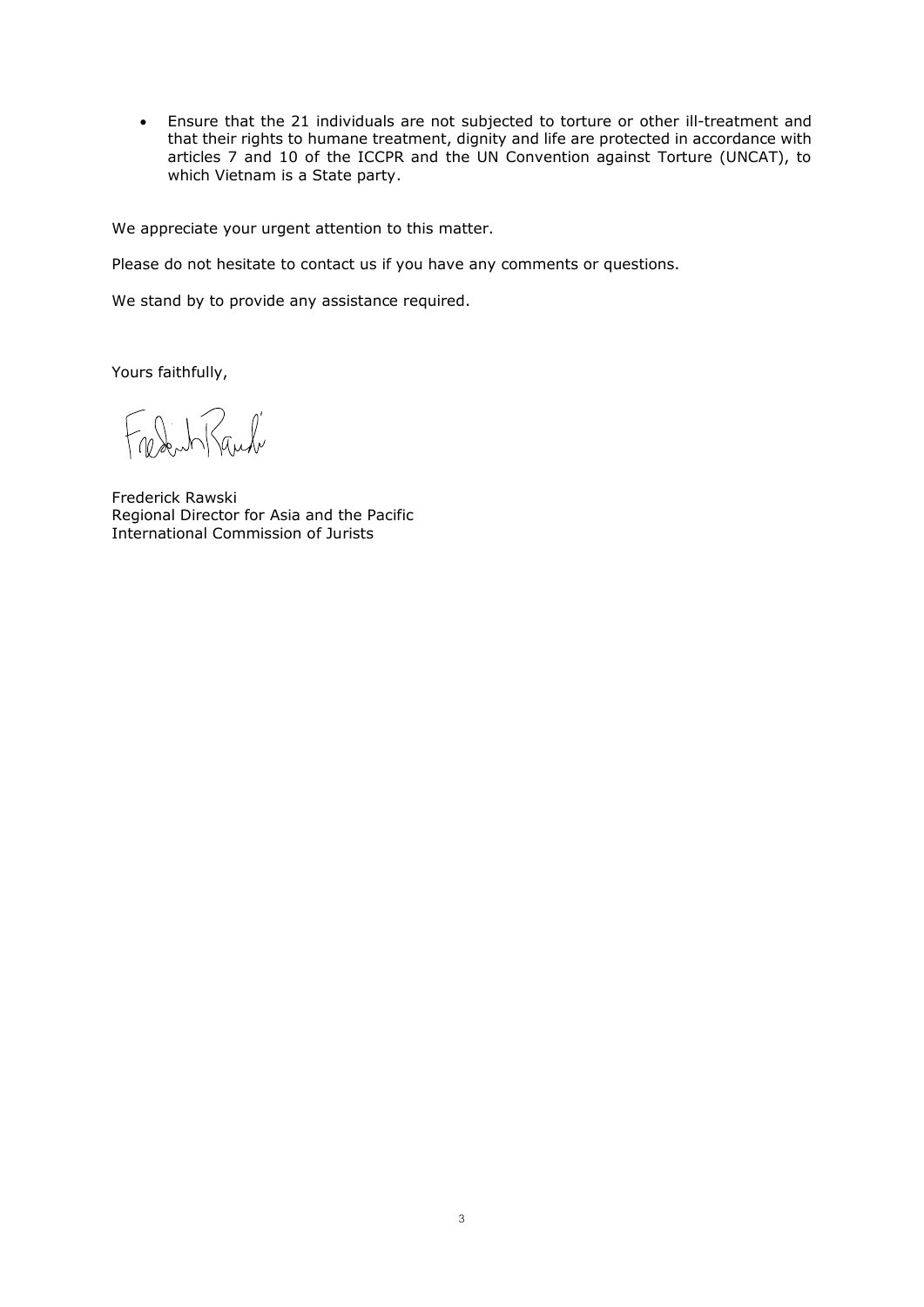- Ensure that the 21 individuals are not subjected to torture or other ill-treatment and that their rights to humane treatment, dignity and life are protected in accordance with articles 7 and 10 of the ICCPR and the UN Convention against Torture (UNCAT), to which Vietnam is a State party.

We appreciate your urgent attention to this matter.

Please do not hesitate to contact us if you have any comments or questions.

We stand by to provide any assistance required.

Yours faithfully,

Frederick Rawski
Regional Director for Asia and the Pacific
International Commission of Jurists